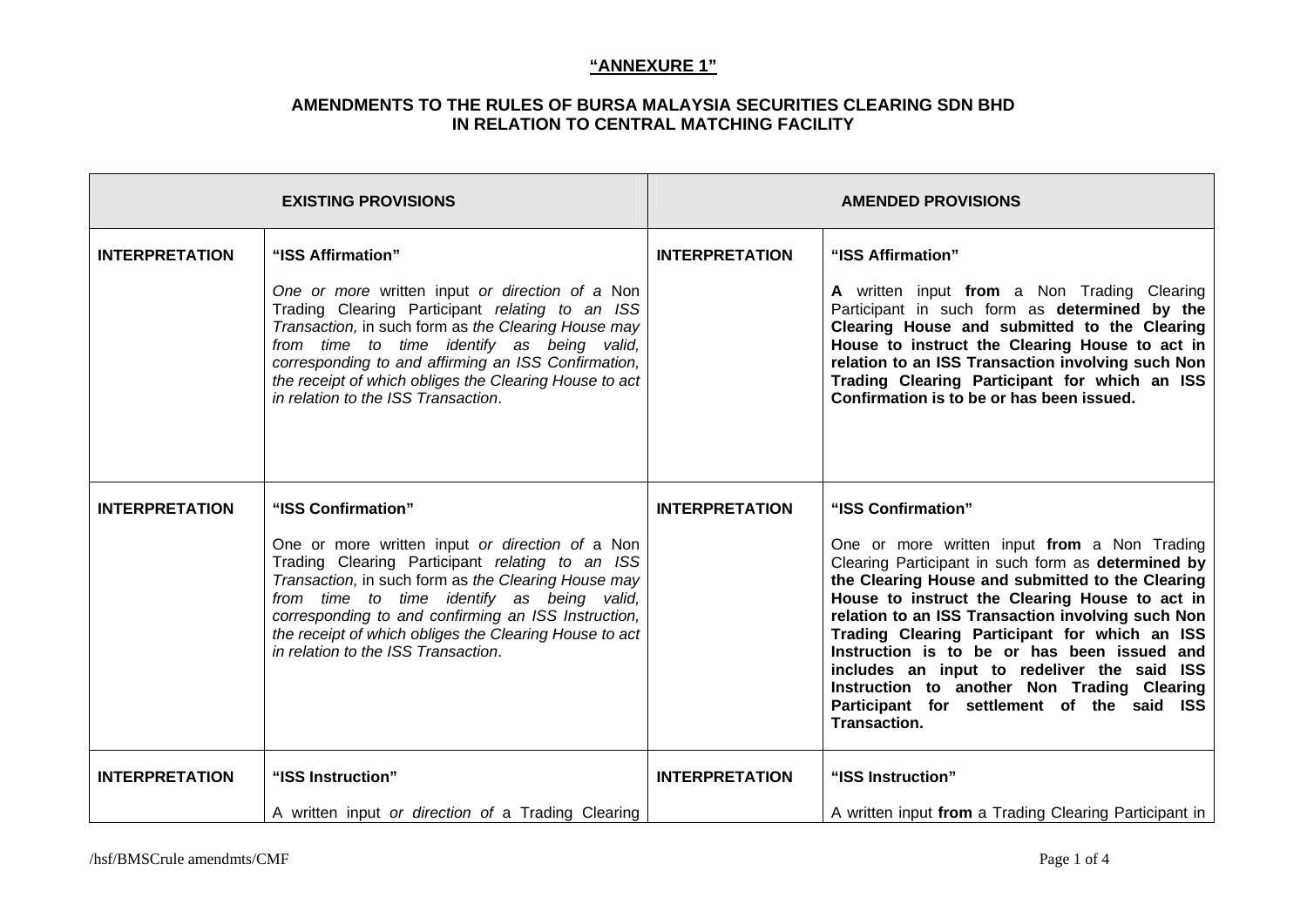**"ANNEXURE 1"**

**AMENDMENTS TO THE RULES OF BURSA MALAYSIA SECURITIES CLEARING SDN BHD IN RELATION TO CENTRAL MATCHING FACILITY**

| EXISTING PROVISIONS | | AMENDED PROVISIONS | |
|---|---|---|---|
| **INTERPRETATION** | **"ISS Affirmation"**<br><br>*One or more* written input *or direction of a* Non Trading Clearing Participant *relating to an ISS Transaction,* in such form as *the Clearing House may from time to time identify as being valid, corresponding to and affirming an ISS Confirmation, the receipt of which obliges the Clearing House to act in relation to the ISS Transaction*. | **INTERPRETATION** | **"ISS Affirmation"**<br><br>**A** written input **from** a Non Trading Clearing Participant in such form as **determined by the Clearing House and submitted to the Clearing House to instruct the Clearing House to act in relation to an ISS Transaction involving such Non Trading Clearing Participant for which an ISS Confirmation is to be or has been issued.** |
| **INTERPRETATION** | **"ISS Confirmation"**<br><br>One or more written input *or direction of* a Non Trading Clearing Participant *relating to an ISS Transaction,* in such form as *the Clearing House may from time to time identify as being valid, corresponding to and confirming an ISS Instruction, the receipt of which obliges the Clearing House to act in relation to the ISS Transaction*. | **INTERPRETATION** | **"ISS Confirmation"**<br><br>One or more written input **from** a Non Trading Clearing Participant in such form as **determined by the Clearing House and submitted to the Clearing House to instruct the Clearing House to act in relation to an ISS Transaction involving such Non Trading Clearing Participant for which an ISS Instruction is to be or has been issued and includes an input to redeliver the said ISS Instruction to another Non Trading Clearing Participant for settlement of the said ISS Transaction.** |
| **INTERPRETATION** | **"ISS Instruction"**<br><br>A written input *or direction of* a Trading Clearing | **INTERPRETATION** | **"ISS Instruction"**<br><br>A written input **from** a Trading Clearing Participant in |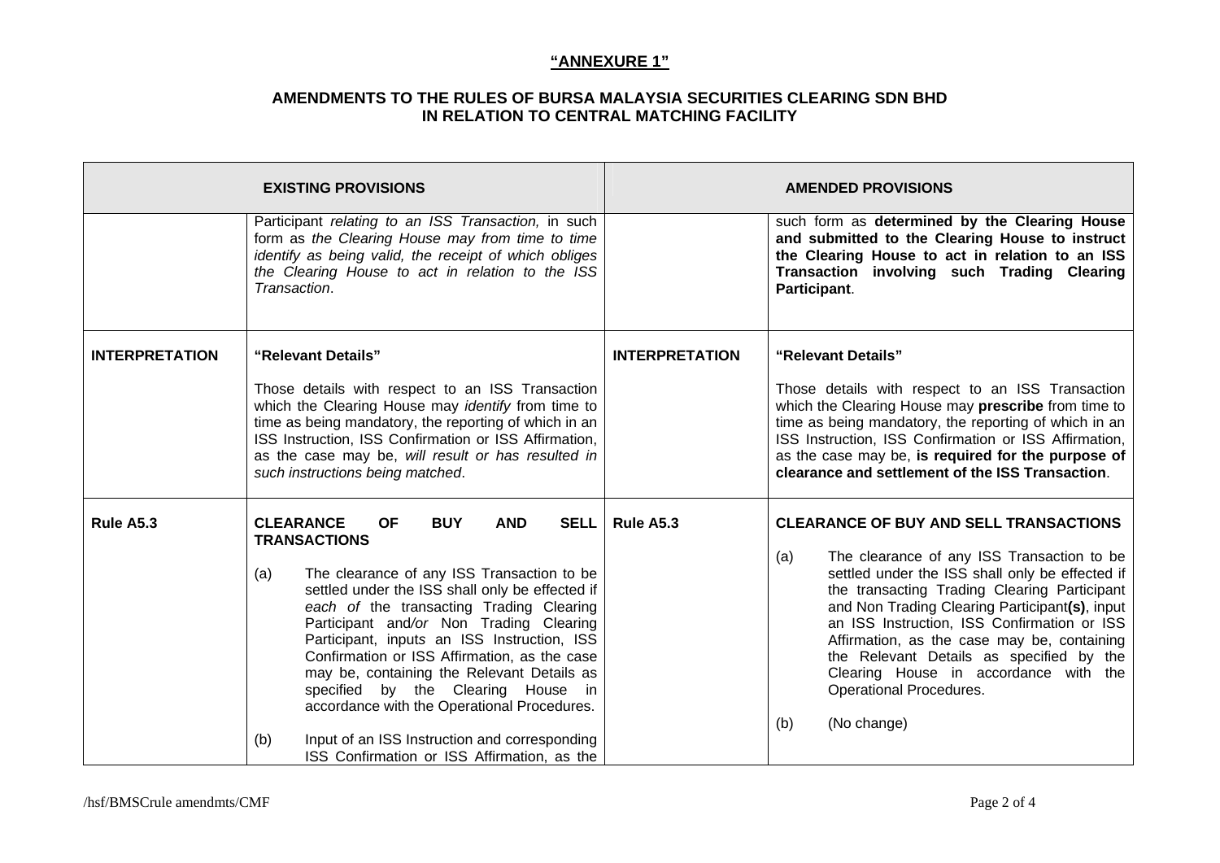**"ANNEXURE 1"**

**AMENDMENTS TO THE RULES OF BURSA MALAYSIA SECURITIES CLEARING SDN BHD IN RELATION TO CENTRAL MATCHING FACILITY**

| EXISTING PROVISIONS | | AMENDED PROVISIONS | |
|---|---|---|---|
| | Participant *relating to an ISS Transaction,* in such form as *the Clearing House may from time to time identify as being valid, the receipt of which obliges the Clearing House to act in relation to the ISS Transaction*. | | such form as **determined by the Clearing House and submitted to the Clearing House to instruct the Clearing House to act in relation to an ISS Transaction involving such Trading Clearing Participant**. |
| **INTERPRETATION** | **"Relevant Details"**<br><br>Those details with respect to an ISS Transaction which the Clearing House may *identify* from time to time as being mandatory, the reporting of which in an ISS Instruction, ISS Confirmation or ISS Affirmation, as the case may be, *will result or has resulted in such instructions being matched*. | **INTERPRETATION** | **"Relevant Details"**<br><br>Those details with respect to an ISS Transaction which the Clearing House may **prescribe** from time to time as being mandatory, the reporting of which in an ISS Instruction, ISS Confirmation or ISS Affirmation, as the case may be, **is required for the purpose of clearance and settlement of the ISS Transaction**. |
| **Rule A5.3** | **CLEARANCE OF BUY AND SELL TRANSACTIONS**<br><br>(a) The clearance of any ISS Transaction to be settled under the ISS shall only be effected if *each of* the transacting Trading Clearing Participant and*/or* Non Trading Clearing Participant, inputs an ISS Instruction, ISS Confirmation or ISS Affirmation, as the case may be, containing the Relevant Details as specified by the Clearing House in accordance with the Operational Procedures.<br><br>(b) Input of an ISS Instruction and corresponding ISS Confirmation or ISS Affirmation, as the | **Rule A5.3** | **CLEARANCE OF BUY AND SELL TRANSACTIONS**<br><br>(a) The clearance of any ISS Transaction to be settled under the ISS shall only be effected if the transacting Trading Clearing Participant and Non Trading Clearing Participant**(s)**, input an ISS Instruction, ISS Confirmation or ISS Affirmation, as the case may be, containing the Relevant Details as specified by the Clearing House in accordance with the Operational Procedures.<br><br>(b) (No change) |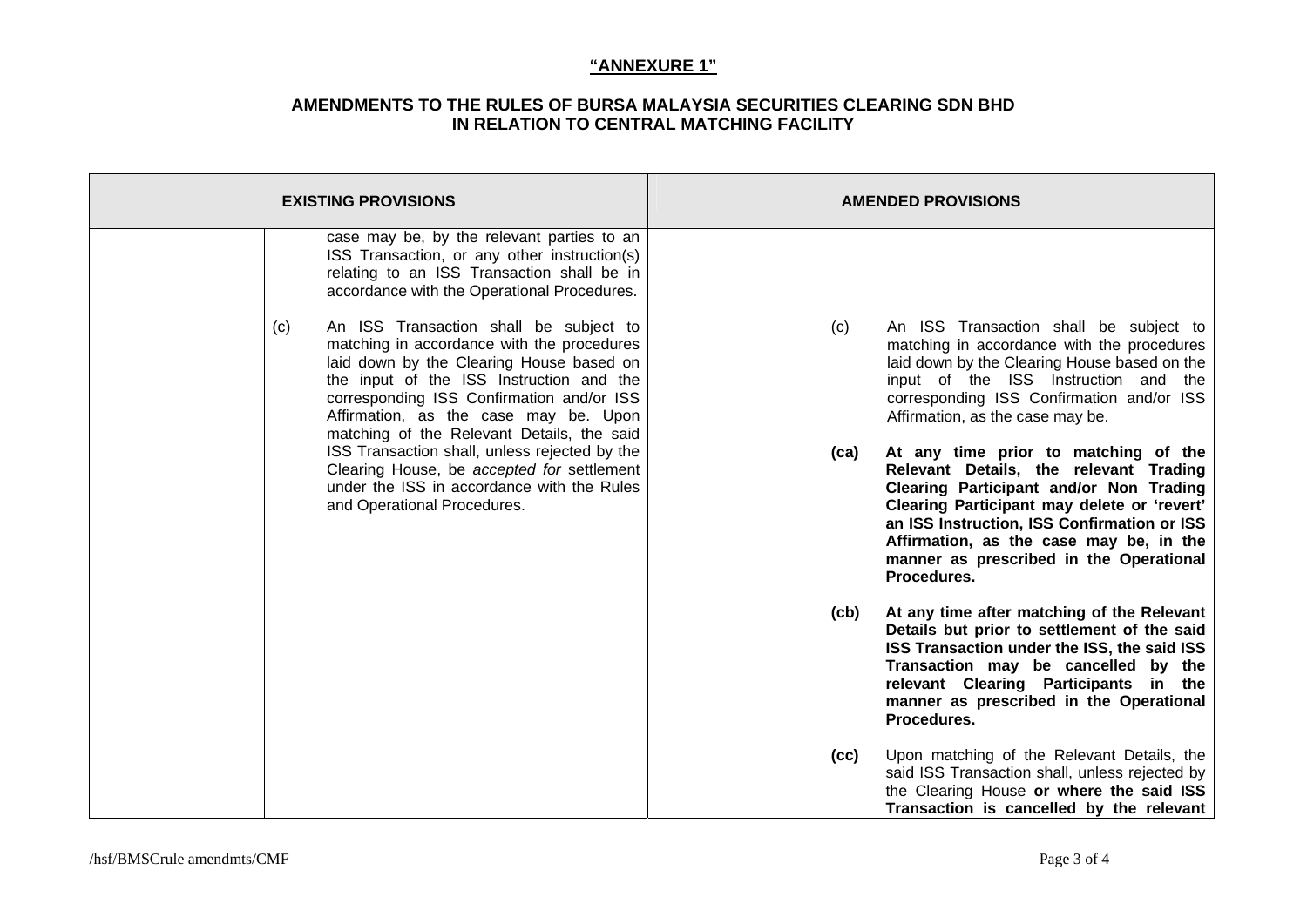**"ANNEXURE 1"**

**AMENDMENTS TO THE RULES OF BURSA MALAYSIA SECURITIES CLEARING SDN BHD IN RELATION TO CENTRAL MATCHING FACILITY**

| EXISTING PROVISIONS | | AMENDED PROVISIONS | |
|---|---|---|---|
| | case may be, by the relevant parties to an ISS Transaction, or any other instruction(s) relating to an ISS Transaction shall be in accordance with the Operational Procedures. | | |
| | (c) An ISS Transaction shall be subject to matching in accordance with the procedures laid down by the Clearing House based on the input of the ISS Instruction and the corresponding ISS Confirmation and/or ISS Affirmation, as the case may be. Upon matching of the Relevant Details, the said ISS Transaction shall, unless rejected by the Clearing House, be *accepted for* settlement under the ISS in accordance with the Rules and Operational Procedures. | | (c) An ISS Transaction shall be subject to matching in accordance with the procedures laid down by the Clearing House based on the input of the ISS Instruction and the corresponding ISS Confirmation and/or ISS Affirmation, as the case may be. |
| | | | **(ca) At any time prior to matching of the Relevant Details, the relevant Trading Clearing Participant and/or Non Trading Clearing Participant may delete or 'revert' an ISS Instruction, ISS Confirmation or ISS Affirmation, as the case may be, in the manner as prescribed in the Operational Procedures.** |
| | | | **(cb) At any time after matching of the Relevant Details but prior to settlement of the said ISS Transaction under the ISS, the said ISS Transaction may be cancelled by the relevant Clearing Participants in the manner as prescribed in the Operational Procedures.** |
| | | | **(cc)** Upon matching of the Relevant Details, the said ISS Transaction shall, unless rejected by the Clearing House **or where the said ISS Transaction is cancelled by the relevant** |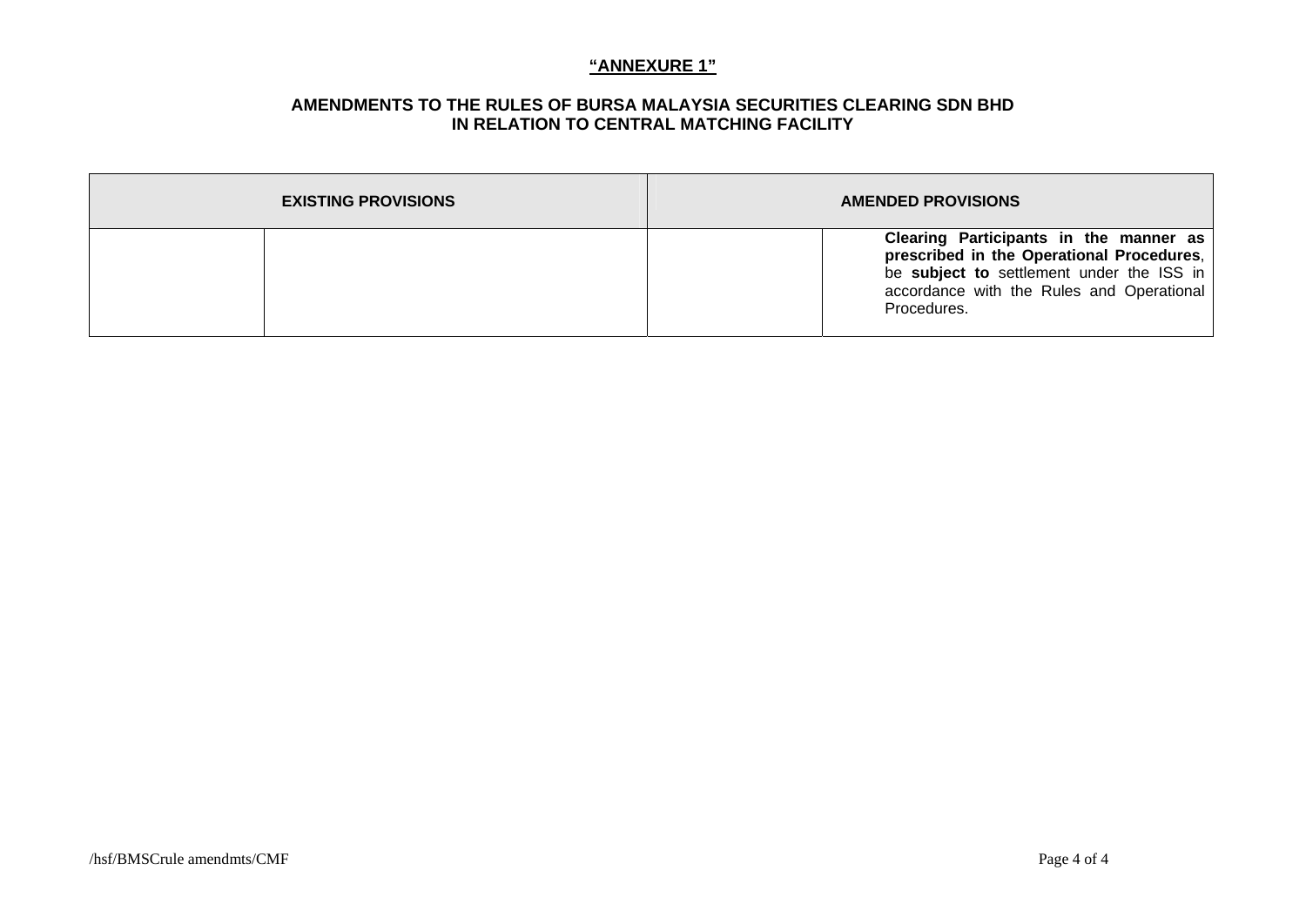**"ANNEXURE 1"**

**AMENDMENTS TO THE RULES OF BURSA MALAYSIA SECURITIES CLEARING SDN BHD IN RELATION TO CENTRAL MATCHING FACILITY**

| EXISTING PROVISIONS | | AMENDED PROVISIONS | |
|---|---|---|---|
| | | | **Clearing Participants in the manner as prescribed in the Operational Procedures**, be **subject to** settlement under the ISS in accordance with the Rules and Operational Procedures. |

/hsf/BMSCrule amendmts/CMF